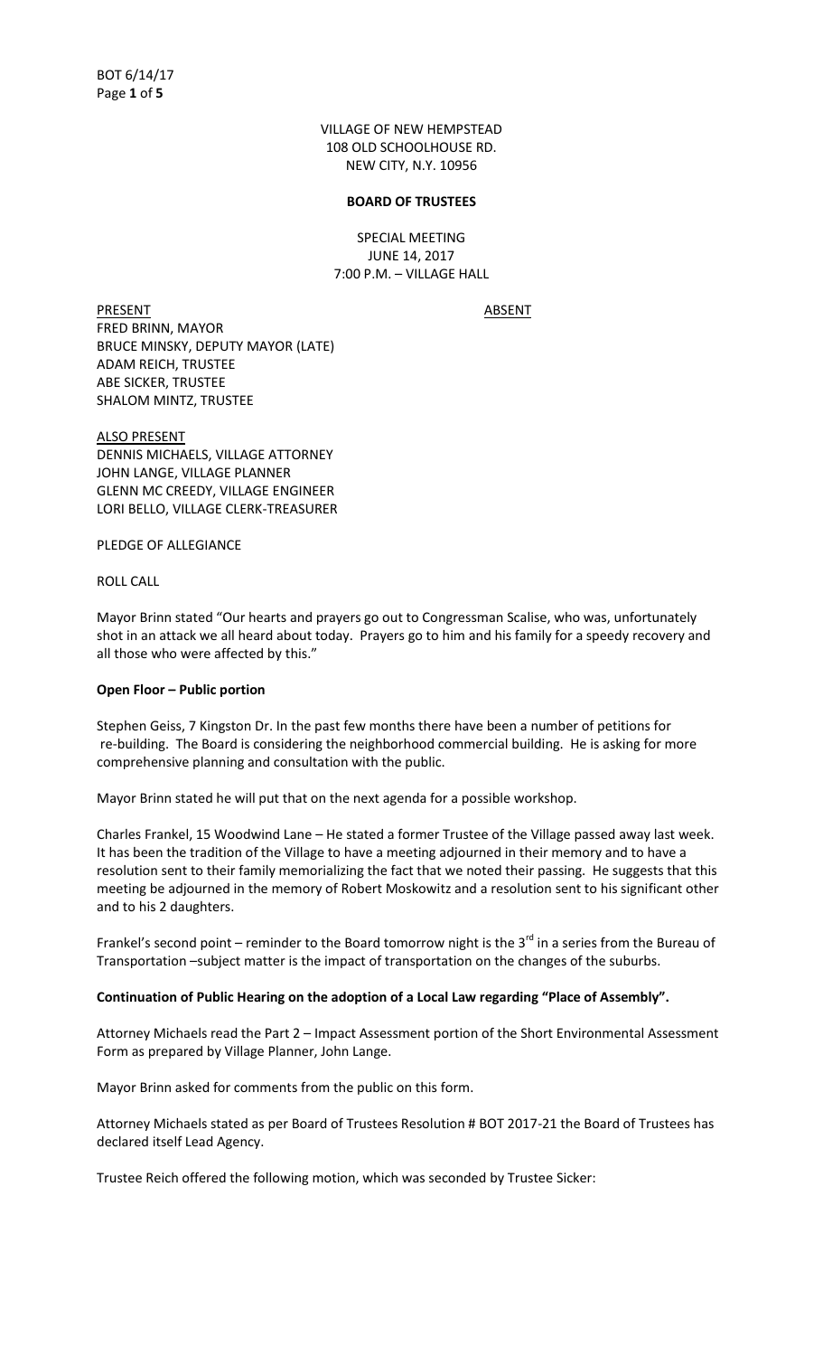VILLAGE OF NEW HEMPSTEAD
108 OLD SCHOOLHOUSE RD.
NEW CITY, N.Y. 10956

**BOARD OF TRUSTEES**

SPECIAL MEETING
JUNE 14, 2017
7:00 P.M. – VILLAGE HALL

| PRESENT | ABSENT |
|---|---|
| FRED BRINN, MAYOR | |
| BRUCE MINSKY, DEPUTY MAYOR (LATE) | |
| ADAM REICH, TRUSTEE | |
| ABE SICKER, TRUSTEE | |
| SHALOM MINTZ, TRUSTEE | |

ALSO PRESENT
DENNIS MICHAELS, VILLAGE ATTORNEY
JOHN LANGE, VILLAGE PLANNER
GLENN MC CREEDY, VILLAGE ENGINEER
LORI BELLO, VILLAGE CLERK-TREASURER

PLEDGE OF ALLEGIANCE

ROLL CALL

Mayor Brinn stated "Our hearts and prayers go out to Congressman Scalise, who was, unfortunately shot in an attack we all heard about today. Prayers go to him and his family for a speedy recovery and all those who were affected by this."

**Open Floor – Public portion**

Stephen Geiss, 7 Kingston Dr. In the past few months there have been a number of petitions for re-building. The Board is considering the neighborhood commercial building. He is asking for more comprehensive planning and consultation with the public.

Mayor Brinn stated he will put that on the next agenda for a possible workshop.

Charles Frankel, 15 Woodwind Lane – He stated a former Trustee of the Village passed away last week. It has been the tradition of the Village to have a meeting adjourned in their memory and to have a resolution sent to their family memorializing the fact that we noted their passing. He suggests that this meeting be adjourned in the memory of Robert Moskowitz and a resolution sent to his significant other and to his 2 daughters.

Frankel's second point – reminder to the Board tomorrow night is the 3rd in a series from the Bureau of Transportation –subject matter is the impact of transportation on the changes of the suburbs.

**Continuation of Public Hearing on the adoption of a Local Law regarding "Place of Assembly".**

Attorney Michaels read the Part 2 – Impact Assessment portion of the Short Environmental Assessment Form as prepared by Village Planner, John Lange.

Mayor Brinn asked for comments from the public on this form.

Attorney Michaels stated as per Board of Trustees Resolution # BOT 2017-21 the Board of Trustees has declared itself Lead Agency.

Trustee Reich offered the following motion, which was seconded by Trustee Sicker: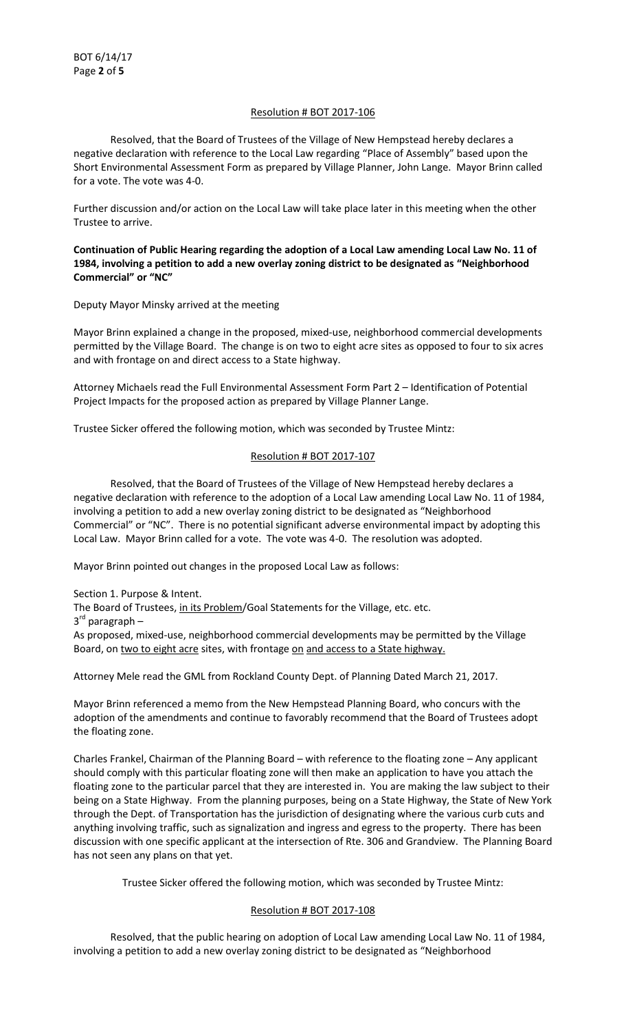Resolution # BOT 2017-106

Resolved, that the Board of Trustees of the Village of New Hempstead hereby declares a negative declaration with reference to the Local Law regarding "Place of Assembly" based upon the Short Environmental Assessment Form as prepared by Village Planner, John Lange. Mayor Brinn called for a vote. The vote was 4-0.

Further discussion and/or action on the Local Law will take place later in this meeting when the other Trustee to arrive.

**Continuation of Public Hearing regarding the adoption of a Local Law amending Local Law No. 11 of 1984, involving a petition to add a new overlay zoning district to be designated as "Neighborhood Commercial" or "NC"**

Deputy Mayor Minsky arrived at the meeting

Mayor Brinn explained a change in the proposed, mixed-use, neighborhood commercial developments permitted by the Village Board. The change is on two to eight acre sites as opposed to four to six acres and with frontage on and direct access to a State highway.

Attorney Michaels read the Full Environmental Assessment Form Part 2 – Identification of Potential Project Impacts for the proposed action as prepared by Village Planner Lange.

Trustee Sicker offered the following motion, which was seconded by Trustee Mintz:

Resolution # BOT 2017-107

Resolved, that the Board of Trustees of the Village of New Hempstead hereby declares a negative declaration with reference to the adoption of a Local Law amending Local Law No. 11 of 1984, involving a petition to add a new overlay zoning district to be designated as "Neighborhood Commercial" or "NC". There is no potential significant adverse environmental impact by adopting this Local Law. Mayor Brinn called for a vote. The vote was 4-0. The resolution was adopted.

Mayor Brinn pointed out changes in the proposed Local Law as follows:

Section 1. Purpose & Intent.
The Board of Trustees, in its Problem/Goal Statements for the Village, etc. etc.
3rd paragraph –
As proposed, mixed-use, neighborhood commercial developments may be permitted by the Village Board, on two to eight acre sites, with frontage on and access to a State highway.

Attorney Mele read the GML from Rockland County Dept. of Planning Dated March 21, 2017.

Mayor Brinn referenced a memo from the New Hempstead Planning Board, who concurs with the adoption of the amendments and continue to favorably recommend that the Board of Trustees adopt the floating zone.

Charles Frankel, Chairman of the Planning Board – with reference to the floating zone – Any applicant should comply with this particular floating zone will then make an application to have you attach the floating zone to the particular parcel that they are interested in. You are making the law subject to their being on a State Highway. From the planning purposes, being on a State Highway, the State of New York through the Dept. of Transportation has the jurisdiction of designating where the various curb cuts and anything involving traffic, such as signalization and ingress and egress to the property. There has been discussion with one specific applicant at the intersection of Rte. 306 and Grandview. The Planning Board has not seen any plans on that yet.

Trustee Sicker offered the following motion, which was seconded by Trustee Mintz:

Resolution # BOT 2017-108

Resolved, that the public hearing on adoption of Local Law amending Local Law No. 11 of 1984, involving a petition to add a new overlay zoning district to be designated as "Neighborhood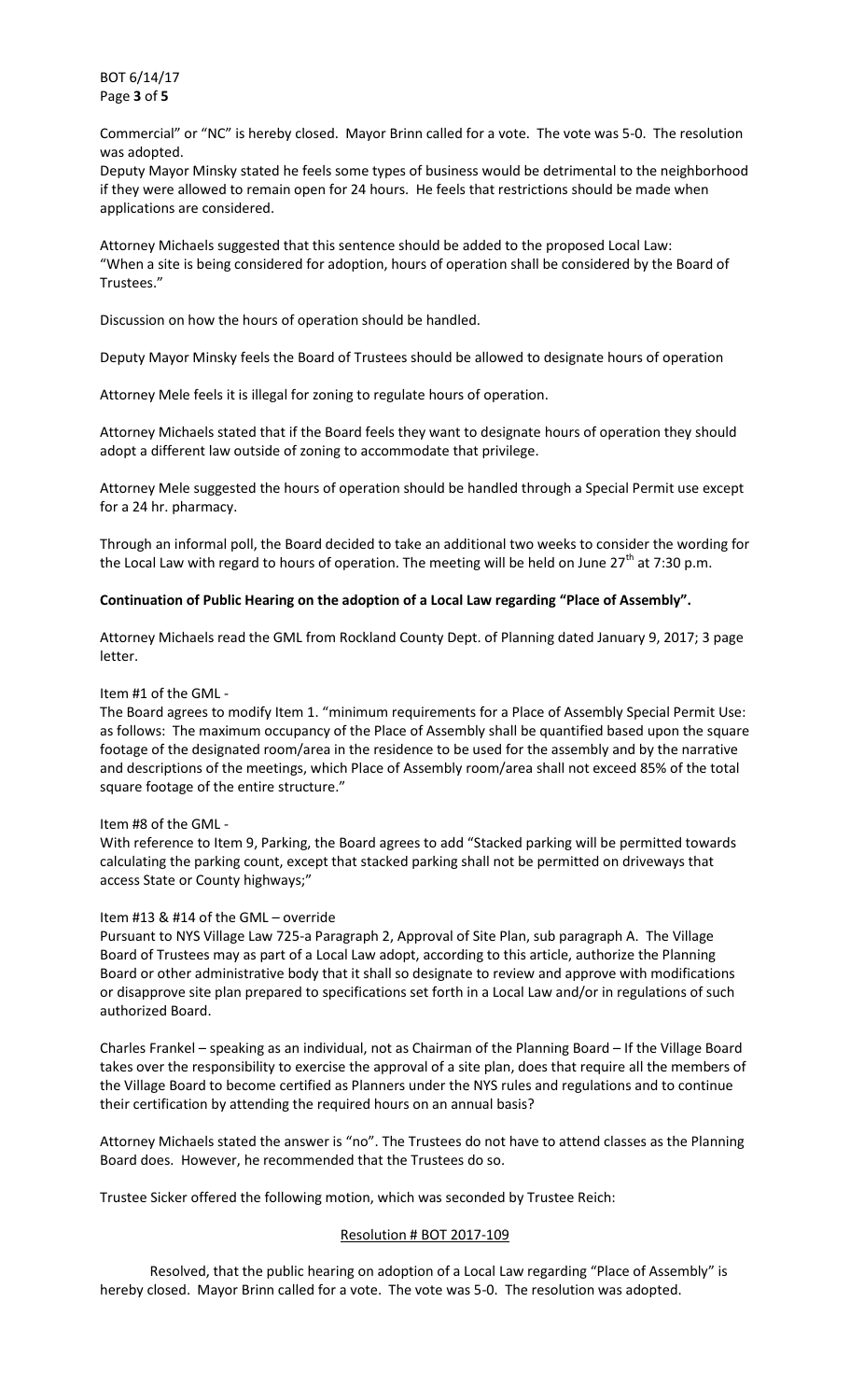Commercial" or "NC" is hereby closed. Mayor Brinn called for a vote. The vote was 5-0. The resolution was adopted.

Deputy Mayor Minsky stated he feels some types of business would be detrimental to the neighborhood if they were allowed to remain open for 24 hours. He feels that restrictions should be made when applications are considered.

Attorney Michaels suggested that this sentence should be added to the proposed Local Law: "When a site is being considered for adoption, hours of operation shall be considered by the Board of Trustees."

Discussion on how the hours of operation should be handled.

Deputy Mayor Minsky feels the Board of Trustees should be allowed to designate hours of operation

Attorney Mele feels it is illegal for zoning to regulate hours of operation.

Attorney Michaels stated that if the Board feels they want to designate hours of operation they should adopt a different law outside of zoning to accommodate that privilege.

Attorney Mele suggested the hours of operation should be handled through a Special Permit use except for a 24 hr. pharmacy.

Through an informal poll, the Board decided to take an additional two weeks to consider the wording for the Local Law with regard to hours of operation. The meeting will be held on June 27th at 7:30 p.m.

**Continuation of Public Hearing on the adoption of a Local Law regarding "Place of Assembly".**

Attorney Michaels read the GML from Rockland County Dept. of Planning dated January 9, 2017; 3 page letter.

Item #1 of the GML -

The Board agrees to modify Item 1. "minimum requirements for a Place of Assembly Special Permit Use: as follows: The maximum occupancy of the Place of Assembly shall be quantified based upon the square footage of the designated room/area in the residence to be used for the assembly and by the narrative and descriptions of the meetings, which Place of Assembly room/area shall not exceed 85% of the total square footage of the entire structure."

Item #8 of the GML -

With reference to Item 9, Parking, the Board agrees to add "Stacked parking will be permitted towards calculating the parking count, except that stacked parking shall not be permitted on driveways that access State or County highways;"

Item #13 & #14 of the GML – override

Pursuant to NYS Village Law 725-a Paragraph 2, Approval of Site Plan, sub paragraph A. The Village Board of Trustees may as part of a Local Law adopt, according to this article, authorize the Planning Board or other administrative body that it shall so designate to review and approve with modifications or disapprove site plan prepared to specifications set forth in a Local Law and/or in regulations of such authorized Board.

Charles Frankel – speaking as an individual, not as Chairman of the Planning Board – If the Village Board takes over the responsibility to exercise the approval of a site plan, does that require all the members of the Village Board to become certified as Planners under the NYS rules and regulations and to continue their certification by attending the required hours on an annual basis?

Attorney Michaels stated the answer is "no". The Trustees do not have to attend classes as the Planning Board does. However, he recommended that the Trustees do so.

Trustee Sicker offered the following motion, which was seconded by Trustee Reich:

Resolution # BOT 2017-109

Resolved, that the public hearing on adoption of a Local Law regarding "Place of Assembly" is hereby closed. Mayor Brinn called for a vote. The vote was 5-0. The resolution was adopted.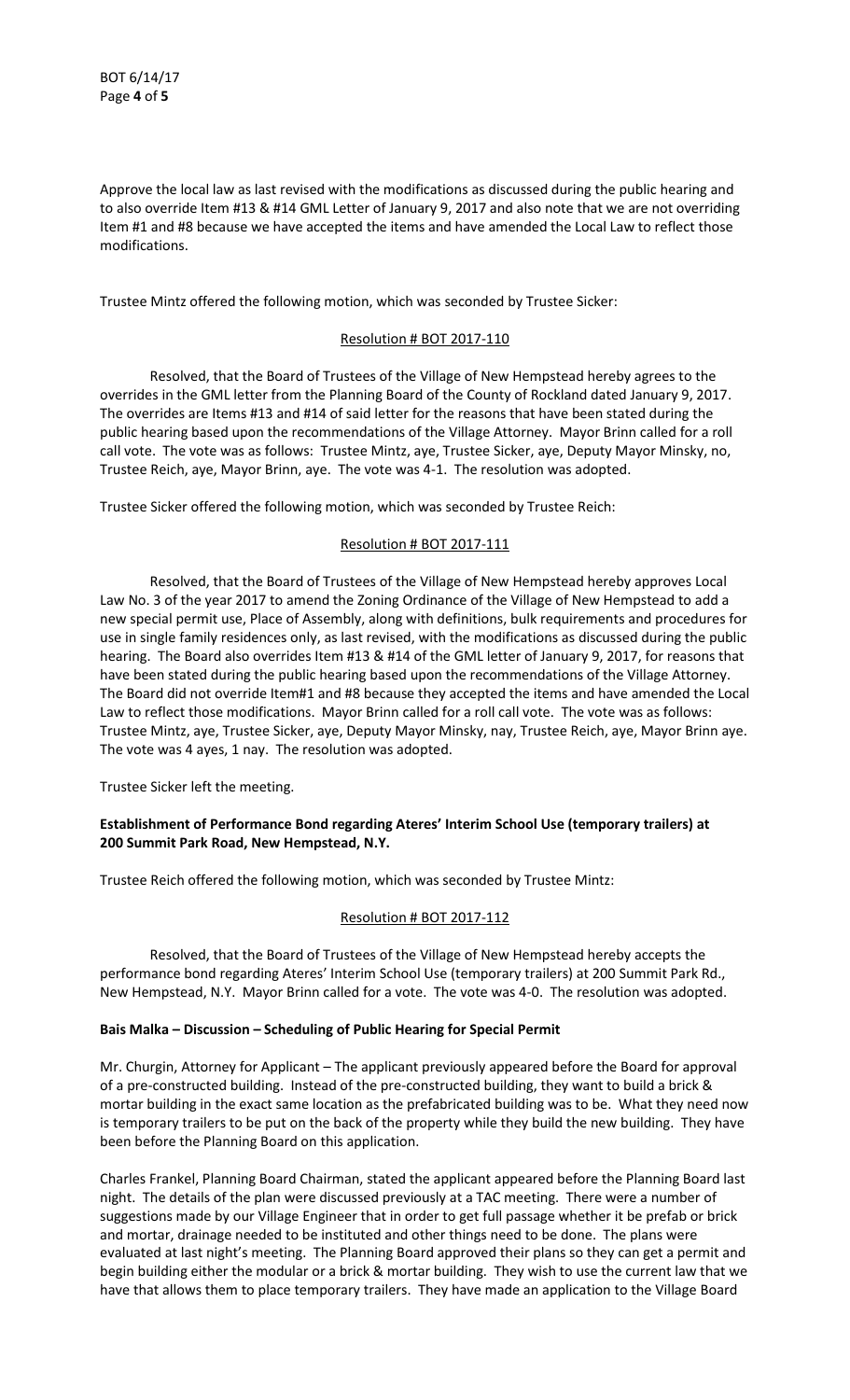Approve the local law as last revised with the modifications as discussed during the public hearing and to also override Item #13 & #14 GML Letter of January 9, 2017 and also note that we are not overriding Item #1 and #8 because we have accepted the items and have amended the Local Law to reflect those modifications.

Trustee Mintz offered the following motion, which was seconded by Trustee Sicker:

Resolution # BOT 2017-110

Resolved, that the Board of Trustees of the Village of New Hempstead hereby agrees to the overrides in the GML letter from the Planning Board of the County of Rockland dated January 9, 2017. The overrides are Items #13 and #14 of said letter for the reasons that have been stated during the public hearing based upon the recommendations of the Village Attorney. Mayor Brinn called for a roll call vote. The vote was as follows: Trustee Mintz, aye, Trustee Sicker, aye, Deputy Mayor Minsky, no, Trustee Reich, aye, Mayor Brinn, aye. The vote was 4-1. The resolution was adopted.

Trustee Sicker offered the following motion, which was seconded by Trustee Reich:

Resolution # BOT 2017-111

Resolved, that the Board of Trustees of the Village of New Hempstead hereby approves Local Law No. 3 of the year 2017 to amend the Zoning Ordinance of the Village of New Hempstead to add a new special permit use, Place of Assembly, along with definitions, bulk requirements and procedures for use in single family residences only, as last revised, with the modifications as discussed during the public hearing. The Board also overrides Item #13 & #14 of the GML letter of January 9, 2017, for reasons that have been stated during the public hearing based upon the recommendations of the Village Attorney. The Board did not override Item#1 and #8 because they accepted the items and have amended the Local Law to reflect those modifications. Mayor Brinn called for a roll call vote. The vote was as follows: Trustee Mintz, aye, Trustee Sicker, aye, Deputy Mayor Minsky, nay, Trustee Reich, aye, Mayor Brinn aye. The vote was 4 ayes, 1 nay. The resolution was adopted.

Trustee Sicker left the meeting.

**Establishment of Performance Bond regarding Ateres' Interim School Use (temporary trailers) at 200 Summit Park Road, New Hempstead, N.Y.**

Trustee Reich offered the following motion, which was seconded by Trustee Mintz:

Resolution # BOT 2017-112

Resolved, that the Board of Trustees of the Village of New Hempstead hereby accepts the performance bond regarding Ateres' Interim School Use (temporary trailers) at 200 Summit Park Rd., New Hempstead, N.Y. Mayor Brinn called for a vote. The vote was 4-0. The resolution was adopted.

**Bais Malka – Discussion – Scheduling of Public Hearing for Special Permit**

Mr. Churgin, Attorney for Applicant – The applicant previously appeared before the Board for approval of a pre-constructed building. Instead of the pre-constructed building, they want to build a brick & mortar building in the exact same location as the prefabricated building was to be. What they need now is temporary trailers to be put on the back of the property while they build the new building. They have been before the Planning Board on this application.

Charles Frankel, Planning Board Chairman, stated the applicant appeared before the Planning Board last night. The details of the plan were discussed previously at a TAC meeting. There were a number of suggestions made by our Village Engineer that in order to get full passage whether it be prefab or brick and mortar, drainage needed to be instituted and other things need to be done. The plans were evaluated at last night's meeting. The Planning Board approved their plans so they can get a permit and begin building either the modular or a brick & mortar building. They wish to use the current law that we have that allows them to place temporary trailers. They have made an application to the Village Board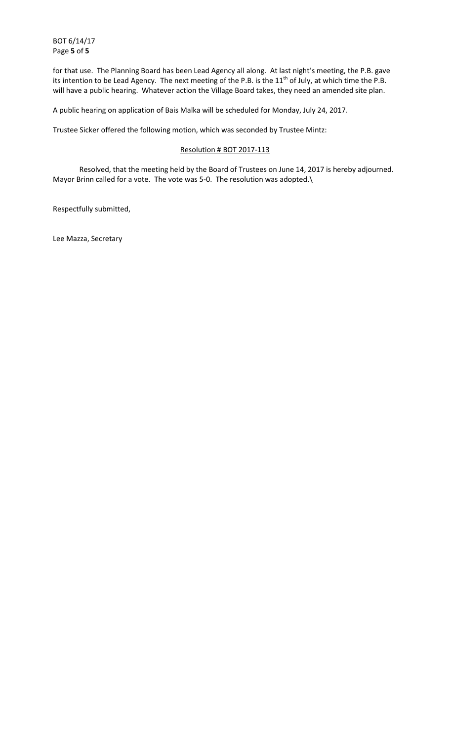for that use. The Planning Board has been Lead Agency all along. At last night's meeting, the P.B. gave its intention to be Lead Agency. The next meeting of the P.B. is the 11th of July, at which time the P.B. will have a public hearing. Whatever action the Village Board takes, they need an amended site plan.

A public hearing on application of Bais Malka will be scheduled for Monday, July 24, 2017.

Trustee Sicker offered the following motion, which was seconded by Trustee Mintz:

Resolution # BOT 2017-113

Resolved, that the meeting held by the Board of Trustees on June 14, 2017 is hereby adjourned. Mayor Brinn called for a vote. The vote was 5-0. The resolution was adopted.\

Respectfully submitted,

Lee Mazza, Secretary